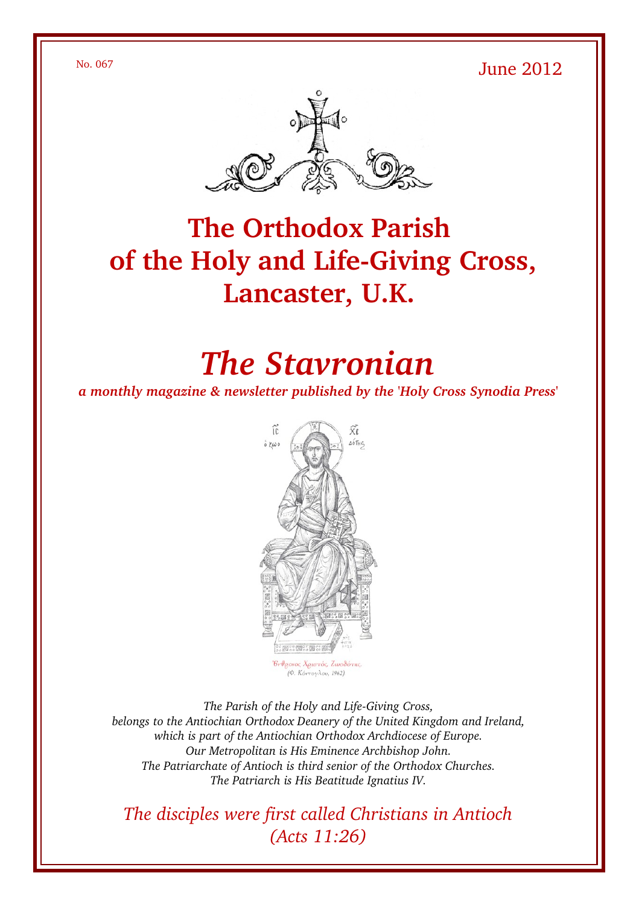No. 067

June 2012

# The Orthodox Parish of the Holy and Life-Giving Cross, Lancaster, U.K.

# *The Stavronian*

***a monthly magazine & newsletter published by the 'Holy Cross Synodia Press'***

*The Parish of the Holy and Life-Giving Cross,*
*belongs to the Antiochian Orthodox Deanery of the United Kingdom and Ireland,*
*which is part of the Antiochian Orthodox Archdiocese of Europe.*
*Our Metropolitan is His Eminence Archbishop John.*
*The Patriarchate of Antioch is third senior of the Orthodox Churches.*
*The Patriarch is His Beatitude Ignatius IV.*

*The disciples were first called Christians in Antioch*
*(Acts 11:26)*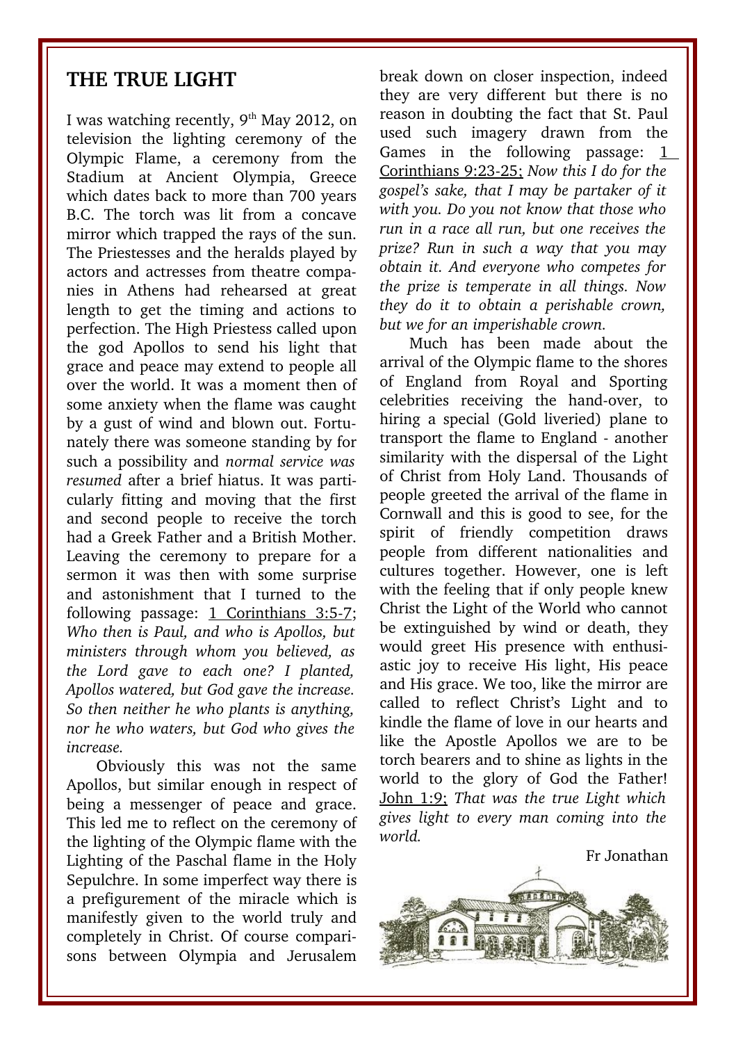## THE TRUE LIGHT

I was watching recently, 9th May 2012, on television the lighting ceremony of the Olympic Flame, a ceremony from the Stadium at Ancient Olympia, Greece which dates back to more than 700 years B.C. The torch was lit from a concave mirror which trapped the rays of the sun. The Priestesses and the heralds played by actors and actresses from theatre companies in Athens had rehearsed at great length to get the timing and actions to perfection. The High Priestess called upon the god Apollos to send his light that grace and peace may extend to people all over the world. It was a moment then of some anxiety when the flame was caught by a gust of wind and blown out. Fortunately there was someone standing by for such a possibility and *normal service was resumed* after a brief hiatus. It was particularly fitting and moving that the first and second people to receive the torch had a Greek Father and a British Mother. Leaving the ceremony to prepare for a sermon it was then with some surprise and astonishment that I turned to the following passage: 1 Corinthians 3:5-7; *Who then is Paul, and who is Apollos, but ministers through whom you believed, as the Lord gave to each one? I planted, Apollos watered, but God gave the increase. So then neither he who plants is anything, nor he who waters, but God who gives the increase.*

Obviously this was not the same Apollos, but similar enough in respect of being a messenger of peace and grace. This led me to reflect on the ceremony of the lighting of the Olympic flame with the Lighting of the Paschal flame in the Holy Sepulchre. In some imperfect way there is a prefigurement of the miracle which is manifestly given to the world truly and completely in Christ. Of course comparisons between Olympia and Jerusalem break down on closer inspection, indeed they are very different but there is no reason in doubting the fact that St. Paul used such imagery drawn from the Games in the following passage: 1 Corinthians 9:23-25; *Now this I do for the gospel's sake, that I may be partaker of it with you. Do you not know that those who run in a race all run, but one receives the prize? Run in such a way that you may obtain it. And everyone who competes for the prize is temperate in all things. Now they do it to obtain a perishable crown, but we for an imperishable crown.*

Much has been made about the arrival of the Olympic flame to the shores of England from Royal and Sporting celebrities receiving the hand-over, to hiring a special (Gold liveried) plane to transport the flame to England - another similarity with the dispersal of the Light of Christ from Holy Land. Thousands of people greeted the arrival of the flame in Cornwall and this is good to see, for the spirit of friendly competition draws people from different nationalities and cultures together. However, one is left with the feeling that if only people knew Christ the Light of the World who cannot be extinguished by wind or death, they would greet His presence with enthusiastic joy to receive His light, His peace and His grace. We too, like the mirror are called to reflect Christ's Light and to kindle the flame of love in our hearts and like the Apostle Apollos we are to be torch bearers and to shine as lights in the world to the glory of God the Father! John 1:9; *That was the true Light which gives light to every man coming into the world.*

Fr Jonathan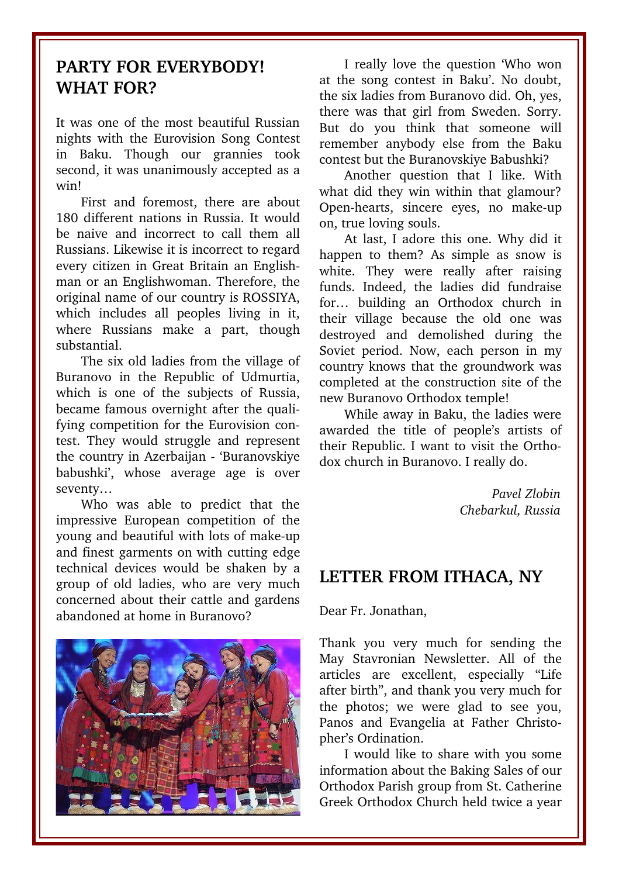## PARTY FOR EVERYBODY! WHAT FOR?

It was one of the most beautiful Russian nights with the Eurovision Song Contest in Baku. Though our grannies took second, it was unanimously accepted as a win!

First and foremost, there are about 180 different nations in Russia. It would be naive and incorrect to call them all Russians. Likewise it is incorrect to regard every citizen in Great Britain an Englishman or an Englishwoman. Therefore, the original name of our country is ROSSIYA, which includes all peoples living in it, where Russians make a part, though substantial.

The six old ladies from the village of Buranovo in the Republic of Udmurtia, which is one of the subjects of Russia, became famous overnight after the qualifying competition for the Eurovision contest. They would struggle and represent the country in Azerbaijan - 'Buranovskiye babushki', whose average age is over seventy…

Who was able to predict that the impressive European competition of the young and beautiful with lots of make-up and finest garments on with cutting edge technical devices would be shaken by a group of old ladies, who are very much concerned about their cattle and gardens abandoned at home in Buranovo?

I really love the question 'Who won at the song contest in Baku'. No doubt, the six ladies from Buranovo did. Oh, yes, there was that girl from Sweden. Sorry. But do you think that someone will remember anybody else from the Baku contest but the Buranovskiye Babushki?

Another question that I like. With what did they win within that glamour? Open-hearts, sincere eyes, no make-up on, true loving souls.

At last, I adore this one. Why did it happen to them? As simple as snow is white. They were really after raising funds. Indeed, the ladies did fundraise for… building an Orthodox church in their village because the old one was destroyed and demolished during the Soviet period. Now, each person in my country knows that the groundwork was completed at the construction site of the new Buranovo Orthodox temple!

While away in Baku, the ladies were awarded the title of people's artists of their Republic. I want to visit the Orthodox church in Buranovo. I really do.

*Pavel Zlobin*
*Chebarkul, Russia*

## LETTER FROM ITHACA, NY

Dear Fr. Jonathan,

Thank you very much for sending the May Stavronian Newsletter. All of the articles are excellent, especially "Life after birth", and thank you very much for the photos; we were glad to see you, Panos and Evangelia at Father Christopher's Ordination.

I would like to share with you some information about the Baking Sales of our Orthodox Parish group from St. Catherine Greek Orthodox Church held twice a year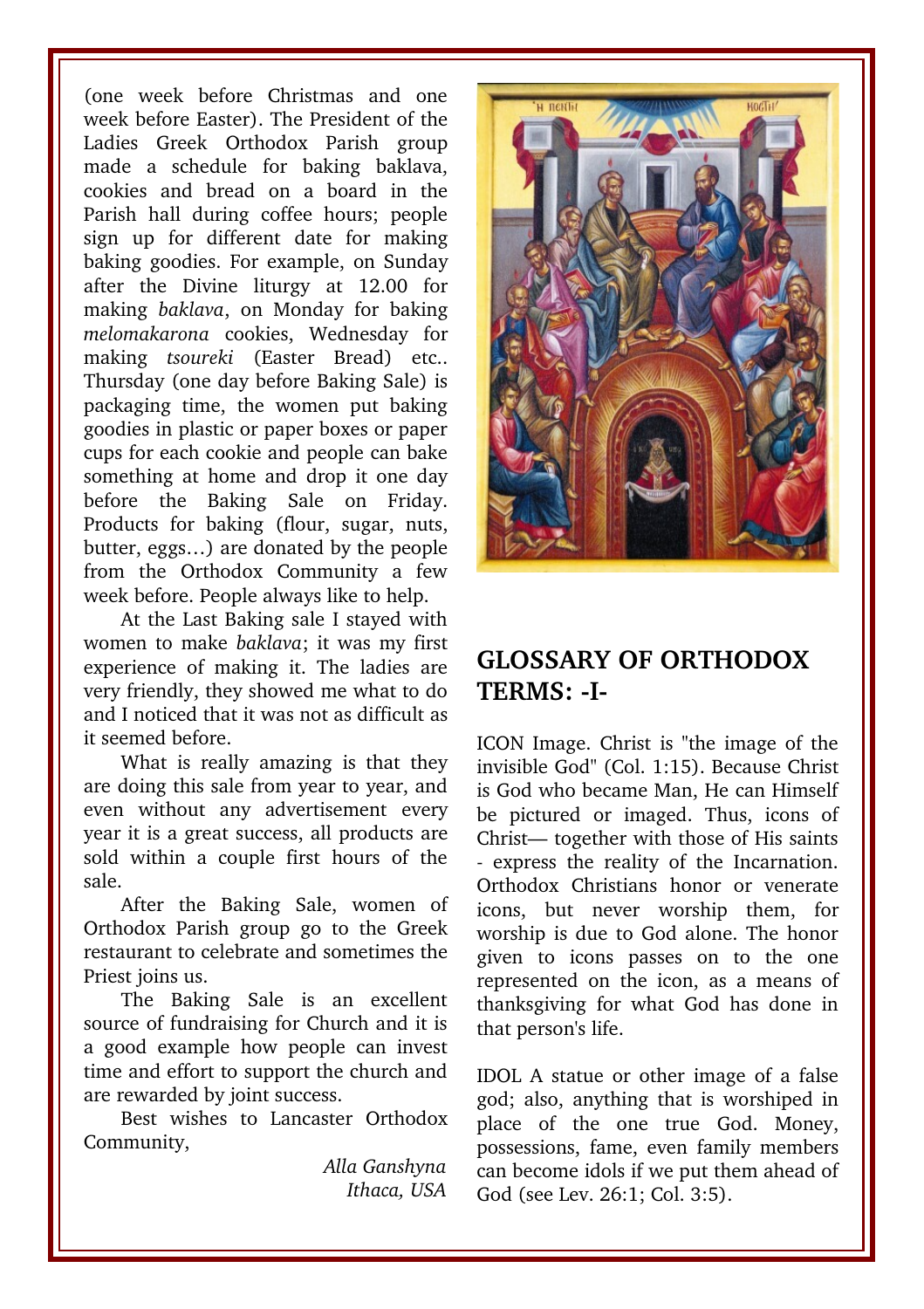(one week before Christmas and one week before Easter). The President of the Ladies Greek Orthodox Parish group made a schedule for baking baklava, cookies and bread on a board in the Parish hall during coffee hours; people sign up for different date for making baking goodies. For example, on Sunday after the Divine liturgy at 12.00 for making *baklava*, on Monday for baking *melomakarona* cookies, Wednesday for making *tsoureki* (Easter Bread) etc.. Thursday (one day before Baking Sale) is packaging time, the women put baking goodies in plastic or paper boxes or paper cups for each cookie and people can bake something at home and drop it one day before the Baking Sale on Friday. Products for baking (flour, sugar, nuts, butter, eggs…) are donated by the people from the Orthodox Community a few week before. People always like to help.

At the Last Baking sale I stayed with women to make *baklava*; it was my first experience of making it. The ladies are very friendly, they showed me what to do and I noticed that it was not as difficult as it seemed before.

What is really amazing is that they are doing this sale from year to year, and even without any advertisement every year it is a great success, all products are sold within a couple first hours of the sale.

After the Baking Sale, women of Orthodox Parish group go to the Greek restaurant to celebrate and sometimes the Priest joins us.

The Baking Sale is an excellent source of fundraising for Church and it is a good example how people can invest time and effort to support the church and are rewarded by joint success.

Best wishes to Lancaster Orthodox Community,

*Alla Ganshyna*
*Ithaca, USA*

## GLOSSARY OF ORTHODOX TERMS: -I-

ICON Image. Christ is "the image of the invisible God" (Col. 1:15). Because Christ is God who became Man, He can Himself be pictured or imaged. Thus, icons of Christ— together with those of His saints - express the reality of the Incarnation. Orthodox Christians honor or venerate icons, but never worship them, for worship is due to God alone. The honor given to icons passes on to the one represented on the icon, as a means of thanksgiving for what God has done in that person's life.

IDOL A statue or other image of a false god; also, anything that is worshiped in place of the one true God. Money, possessions, fame, even family members can become idols if we put them ahead of God (see Lev. 26:1; Col. 3:5).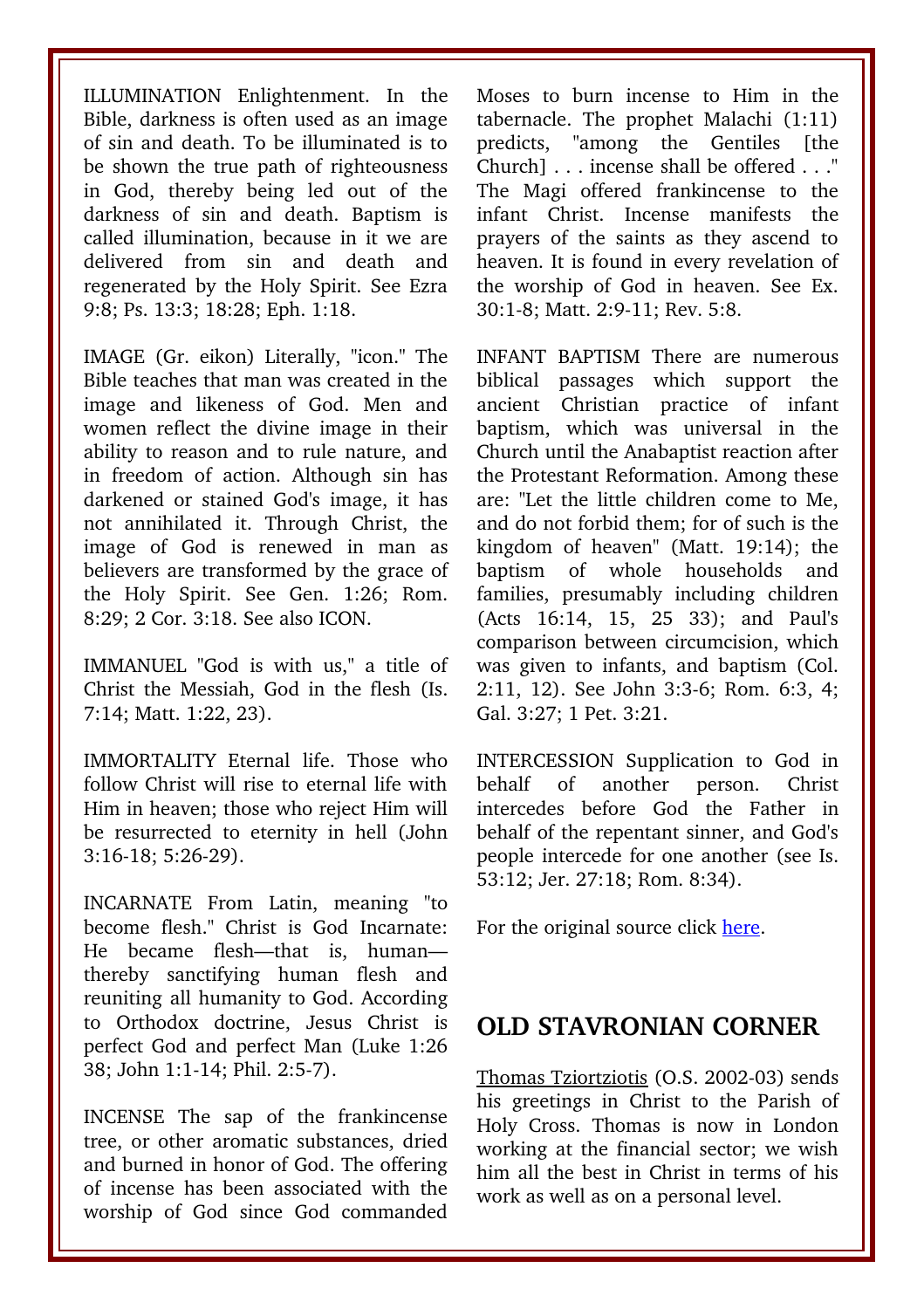ILLUMINATION Enlightenment. In the Bible, darkness is often used as an image of sin and death. To be illuminated is to be shown the true path of righteousness in God, thereby being led out of the darkness of sin and death. Baptism is called illumination, because in it we are delivered from sin and death and regenerated by the Holy Spirit. See Ezra 9:8; Ps. 13:3; 18:28; Eph. 1:18.

IMAGE (Gr. eikon) Literally, "icon." The Bible teaches that man was created in the image and likeness of God. Men and women reflect the divine image in their ability to reason and to rule nature, and in freedom of action. Although sin has darkened or stained God's image, it has not annihilated it. Through Christ, the image of God is renewed in man as believers are transformed by the grace of the Holy Spirit. See Gen. 1:26; Rom. 8:29; 2 Cor. 3:18. See also ICON.

IMMANUEL "God is with us," a title of Christ the Messiah, God in the flesh (Is. 7:14; Matt. 1:22, 23).

IMMORTALITY Eternal life. Those who follow Christ will rise to eternal life with Him in heaven; those who reject Him will be resurrected to eternity in hell (John 3:16-18; 5:26-29).

INCARNATE From Latin, meaning "to become flesh." Christ is God Incarnate: He became flesh—that is, human—thereby sanctifying human flesh and reuniting all humanity to God. According to Orthodox doctrine, Jesus Christ is perfect God and perfect Man (Luke 1:26 38; John 1:1-14; Phil. 2:5-7).

INCENSE The sap of the frankincense tree, or other aromatic substances, dried and burned in honor of God. The offering of incense has been associated with the worship of God since God commanded Moses to burn incense to Him in the tabernacle. The prophet Malachi (1:11) predicts, "among the Gentiles [the Church] . . . incense shall be offered . . ." The Magi offered frankincense to the infant Christ. Incense manifests the prayers of the saints as they ascend to heaven. It is found in every revelation of the worship of God in heaven. See Ex. 30:1-8; Matt. 2:9-11; Rev. 5:8.

INFANT BAPTISM There are numerous biblical passages which support the ancient Christian practice of infant baptism, which was universal in the Church until the Anabaptist reaction after the Protestant Reformation. Among these are: "Let the little children come to Me, and do not forbid them; for of such is the kingdom of heaven" (Matt. 19:14); the baptism of whole households and families, presumably including children (Acts 16:14, 15, 25 33); and Paul's comparison between circumcision, which was given to infants, and baptism (Col. 2:11, 12). See John 3:3-6; Rom. 6:3, 4; Gal. 3:27; 1 Pet. 3:21.

INTERCESSION Supplication to God in behalf of another person. Christ intercedes before God the Father in behalf of the repentant sinner, and God's people intercede for one another (see Is. 53:12; Jer. 27:18; Rom. 8:34).

For the original source click here.

## OLD STAVRONIAN CORNER

Thomas Tziortziotis (O.S. 2002-03) sends his greetings in Christ to the Parish of Holy Cross. Thomas is now in London working at the financial sector; we wish him all the best in Christ in terms of his work as well as on a personal level.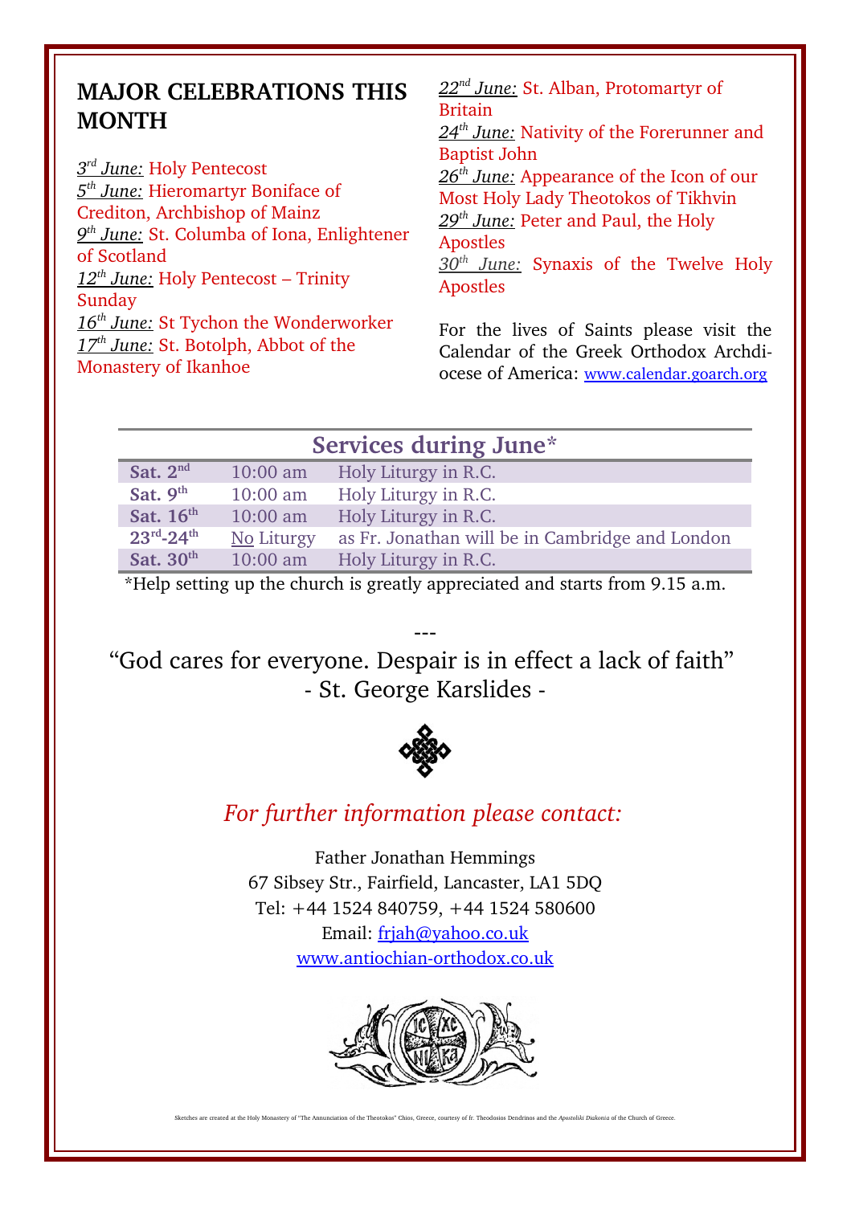## MAJOR CELEBRATIONS THIS MONTH

*3rd June:* Holy Pentecost
*5th June:* Hieromartyr Boniface of Crediton, Archbishop of Mainz
*9th June:* St. Columba of Iona, Enlightener of Scotland
*12th June:* Holy Pentecost – Trinity Sunday
*16th June:* St Tychon the Wonderworker
*17th June:* St. Botolph, Abbot of the Monastery of Ikanhoe
*22nd June:* St. Alban, Protomartyr of Britain
*24th June:* Nativity of the Forerunner and Baptist John
*26th June:* Appearance of the Icon of our Most Holy Lady Theotokos of Tikhvin
*29th June:* Peter and Paul, the Holy Apostles
*30th June:* Synaxis of the Twelve Holy Apostles

For the lives of Saints please visit the Calendar of the Greek Orthodox Archdiocese of America: www.calendar.goarch.org

### Services during June*

| | | |
|---|---|---|
| **Sat. 2nd** | 10:00 am | Holy Liturgy in R.C. |
| **Sat. 9th** | 10:00 am | Holy Liturgy in R.C. |
| **Sat. 16th** | 10:00 am | Holy Liturgy in R.C. |
| **23rd-24th** | No Liturgy | as Fr. Jonathan will be in Cambridge and London |
| **Sat. 30th** | 10:00 am | Holy Liturgy in R.C. |

*Help setting up the church is greatly appreciated and starts from 9.15 a.m.

---

"God cares for everyone. Despair is in effect a lack of faith"
- St. George Karslides -

*For further information please contact:*

Father Jonathan Hemmings
67 Sibsey Str., Fairfield, Lancaster, LA1 5DQ
Tel: +44 1524 840759, +44 1524 580600
Email: frjah@yahoo.co.uk
www.antiochian-orthodox.co.uk

Sketches are created at the Holy Monastery of "The Annunciation of the Theotokos" Chios, Greece, courtesy of fr. Theodosios Dendrinos and the *Apostoliki Diakonia* of the Church of Greece.